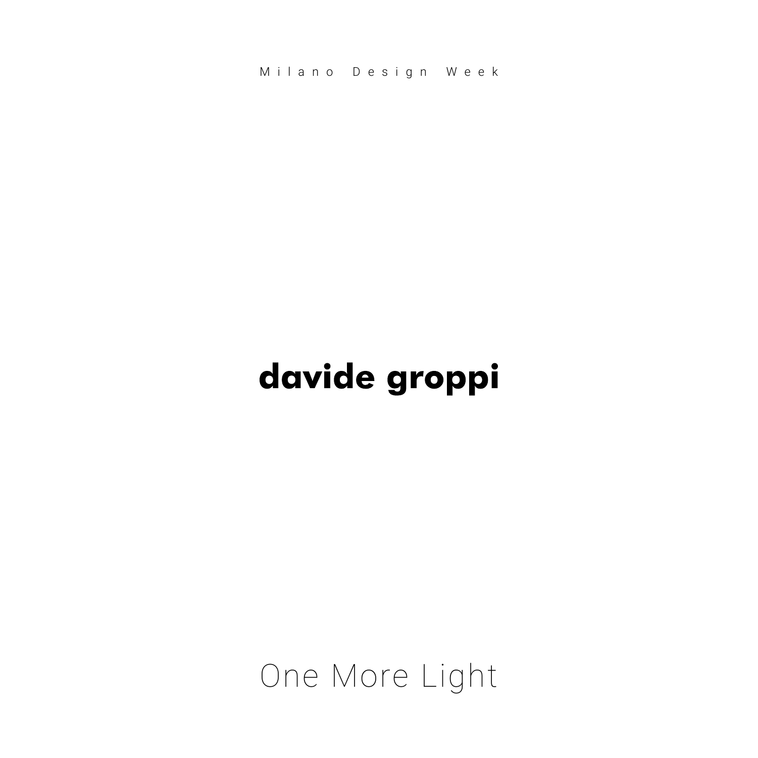Milano Design Week

# davide groppi

One More Light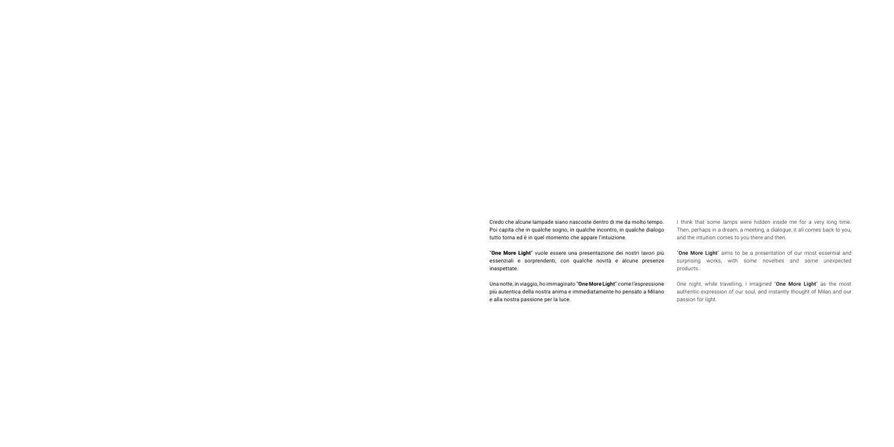Credo che alcune lampade siano nascoste dentro di me da molto tempo. Poi capita che in qualche sogno, in qualche incontro, in qualche dialogo tutto torna ed è in quel momento che appare l'intuizione.

"**One More Light**" vuole essere una presentazione dei nostri lavori più essenziali e sorprendenti, con qualche novità e alcune presenze inaspettate.

Una notte, in viaggio, ho immaginato "**One More Light**" come l'espressione più autentica della nostra anima e immediatamente ho pensato a Milano e alla nostra passione per la luce.

I think that some lamps were hidden inside me for a very long time. Then, perhaps in a dream, a meeting, a dialogue, it all comes back to you, and the intuition comes to you there and then.

"**One More Light**" aims to be a presentation of our most essential and surprising works, with some novelties and some unexpected products.

One night, while travelling, I imagined "**One More Light**" as the most authentic expression of our soul, and instantly thought of Milan and our passion for light.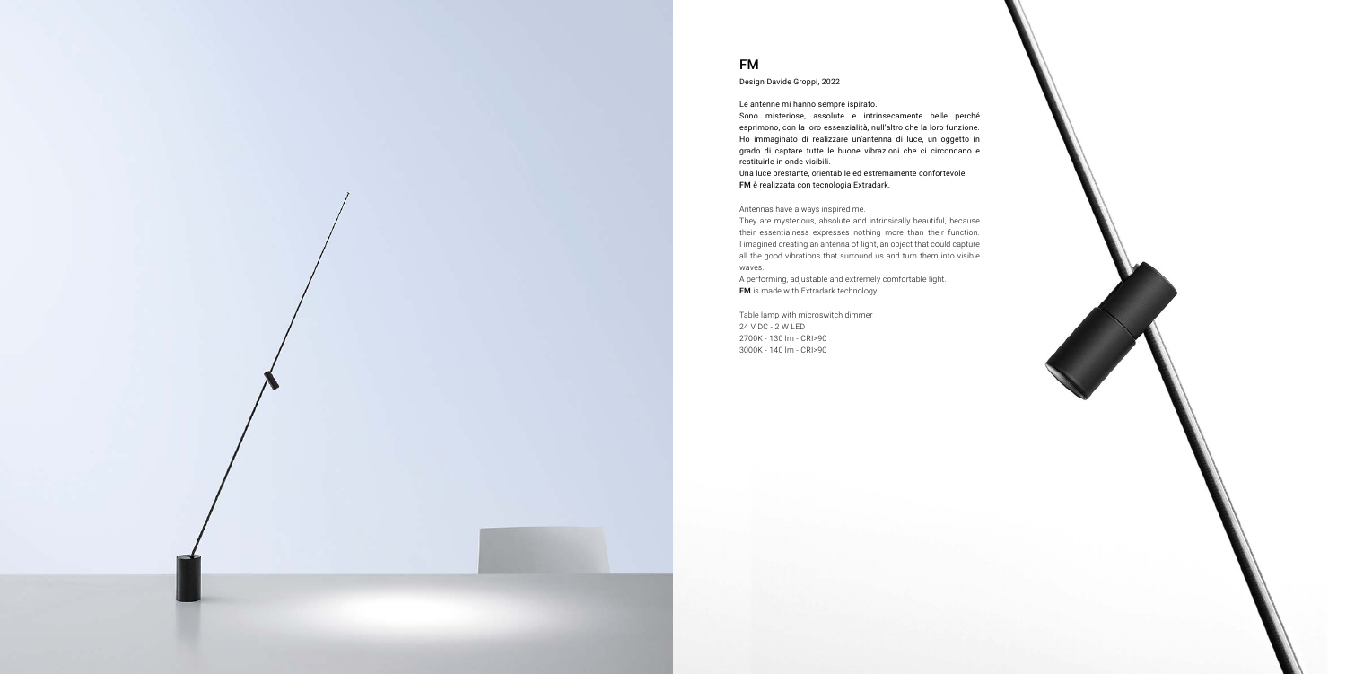## FM

Design Davide Groppi, 2022

Le antenne mi hanno sempre ispirato.
Sono misteriose, assolute e intrinsecamente belle perché esprimono, con la loro essenzialità, null'altro che la loro funzione. Ho immaginato di realizzare un'antenna di luce, un oggetto in grado di captare tutte le buone vibrazioni che ci circondano e restituirle in onde visibili.
Una luce prestante, orientabile ed estremamente confortevole.
**FM** è realizzata con tecnologia Extradark.

Antennas have always inspired me.
They are mysterious, absolute and intrinsically beautiful, because their essentialness expresses nothing more than their function. I imagined creating an antenna of light, an object that could capture all the good vibrations that surround us and turn them into visible waves.
A performing, adjustable and extremely comfortable light.
**FM** is made with Extradark technology.

Table lamp with microswitch dimmer
24 V DC - 2 W LED
2700K - 130 lm - CRI>90
3000K - 140 lm - CRI>90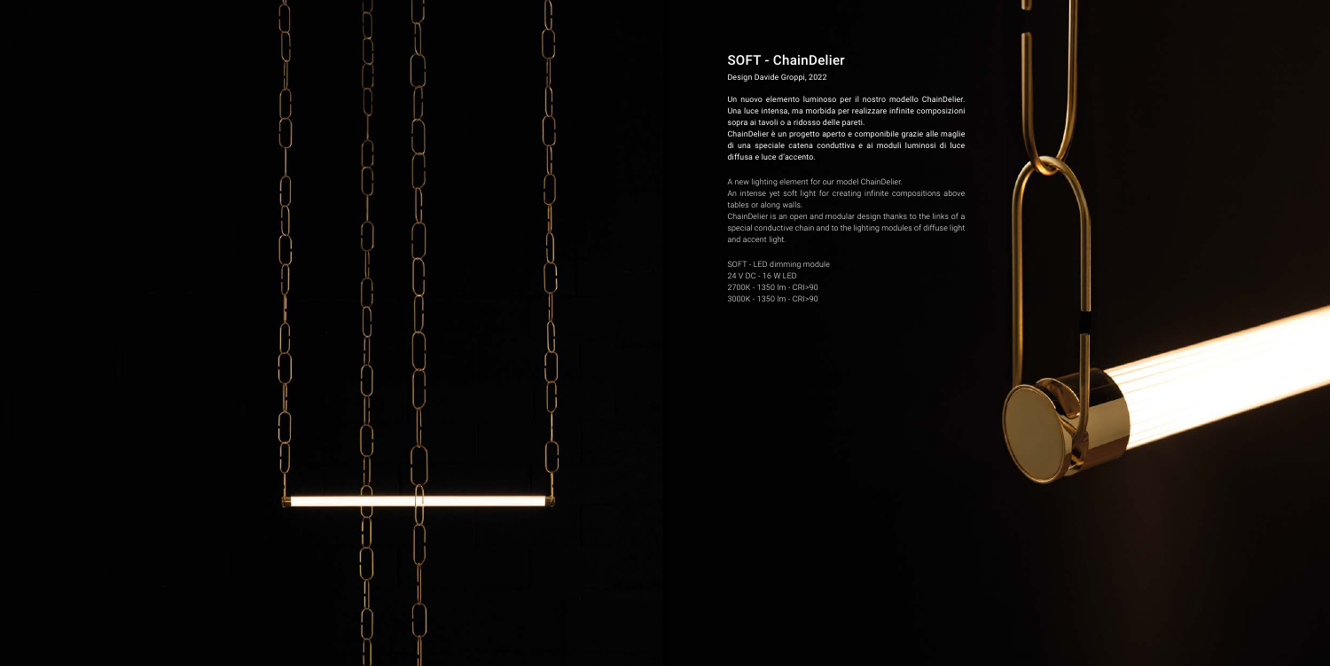## SOFT - ChainDelier

Design Davide Groppi, 2022

Un nuovo elemento luminoso per il nostro modello ChainDelier. Una luce intensa, ma morbida per realizzare infinite composizioni sopra ai tavoli o a ridosso delle pareti.
ChainDelier è un progetto aperto e componibile grazie alle maglie di una speciale catena conduttiva e ai moduli luminosi di luce diffusa e luce d'accento.

A new lighting element for our model ChainDelier.
An intense yet soft light for creating infinite compositions above tables or along walls.
ChainDelier is an open and modular design thanks to the links of a special conductive chain and to the lighting modules of diffuse light and accent light.

SOFT - LED dimming module
24 V DC - 16 W LED
2700K - 1350 lm - CRI>90
3000K - 1350 lm - CRI>90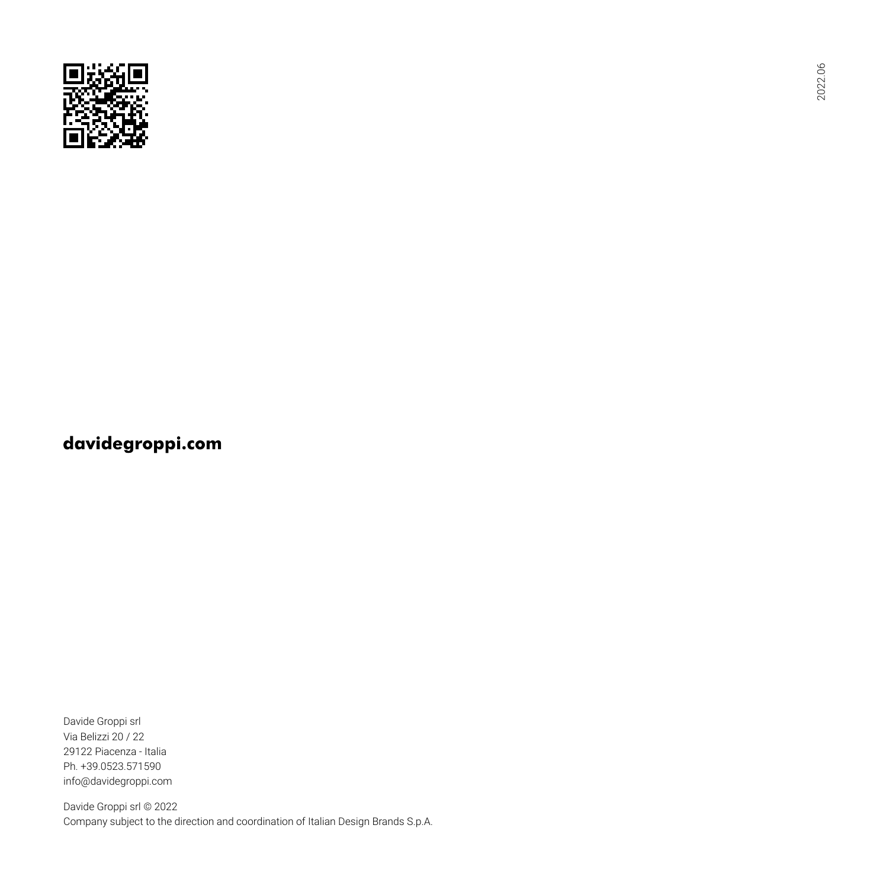2022.06

**davidegroppi.com**

Davide Groppi srl
Via Belizzi 20 / 22
29122 Piacenza - Italia
Ph. +39.0523.571590
info@davidegroppi.com

Davide Groppi srl © 2022
Company subject to the direction and coordination of Italian Design Brands S.p.A.